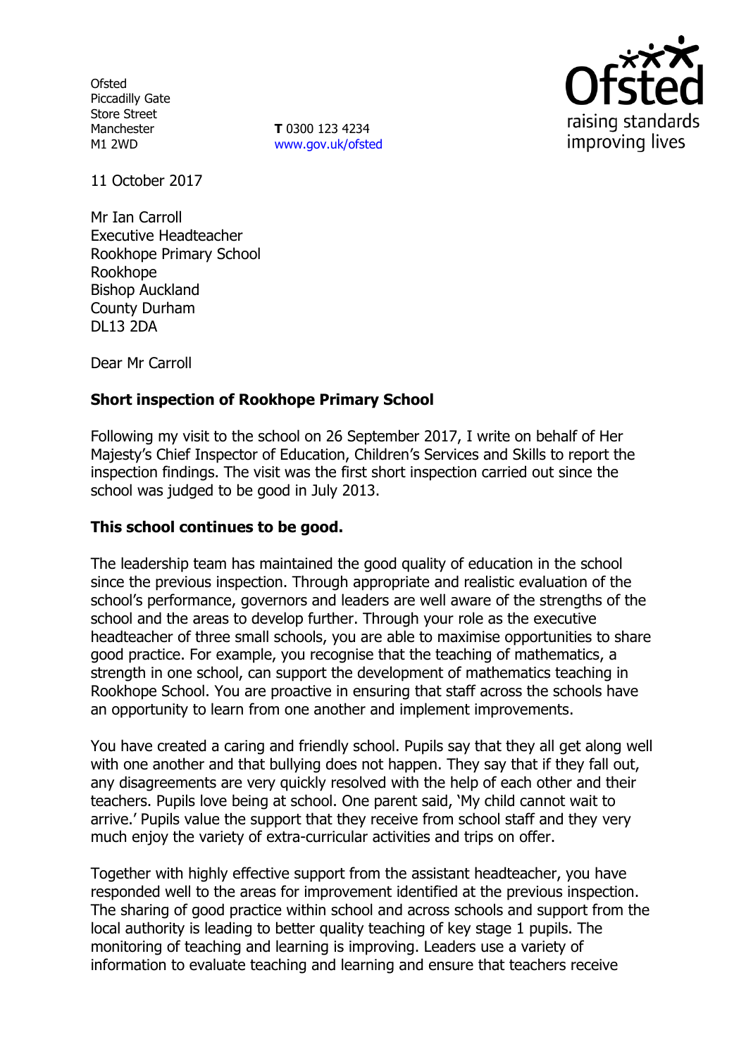Ofsted
Piccadilly Gate
Store Street
Manchester
M1 2WD

**T** 0300 123 4234
www.gov.uk/ofsted

11 October 2017

Mr Ian Carroll
Executive Headteacher
Rookhope Primary School
Rookhope
Bishop Auckland
County Durham
DL13 2DA

Dear Mr Carroll

**Short inspection of Rookhope Primary School**

Following my visit to the school on 26 September 2017, I write on behalf of Her Majesty's Chief Inspector of Education, Children's Services and Skills to report the inspection findings. The visit was the first short inspection carried out since the school was judged to be good in July 2013.

**This school continues to be good.**

The leadership team has maintained the good quality of education in the school since the previous inspection. Through appropriate and realistic evaluation of the school's performance, governors and leaders are well aware of the strengths of the school and the areas to develop further. Through your role as the executive headteacher of three small schools, you are able to maximise opportunities to share good practice. For example, you recognise that the teaching of mathematics, a strength in one school, can support the development of mathematics teaching in Rookhope School. You are proactive in ensuring that staff across the schools have an opportunity to learn from one another and implement improvements.

You have created a caring and friendly school. Pupils say that they all get along well with one another and that bullying does not happen. They say that if they fall out, any disagreements are very quickly resolved with the help of each other and their teachers. Pupils love being at school. One parent said, 'My child cannot wait to arrive.' Pupils value the support that they receive from school staff and they very much enjoy the variety of extra-curricular activities and trips on offer.

Together with highly effective support from the assistant headteacher, you have responded well to the areas for improvement identified at the previous inspection. The sharing of good practice within school and across schools and support from the local authority is leading to better quality teaching of key stage 1 pupils. The monitoring of teaching and learning is improving. Leaders use a variety of information to evaluate teaching and learning and ensure that teachers receive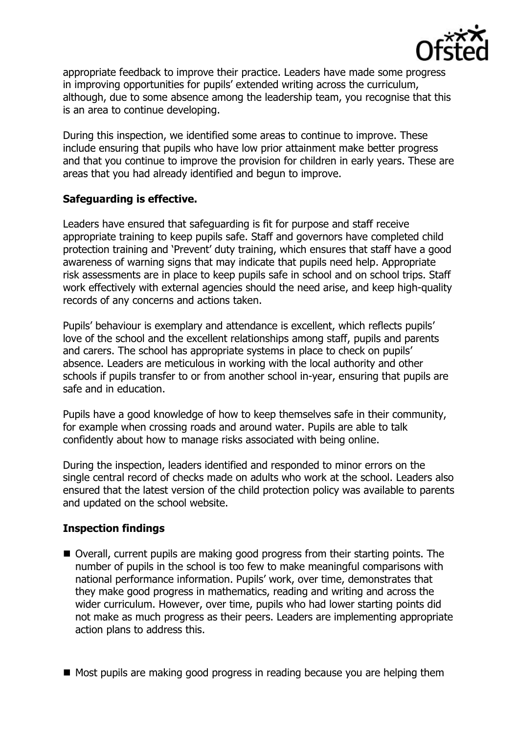appropriate feedback to improve their practice. Leaders have made some progress in improving opportunities for pupils' extended writing across the curriculum, although, due to some absence among the leadership team, you recognise that this is an area to continue developing.

During this inspection, we identified some areas to continue to improve. These include ensuring that pupils who have low prior attainment make better progress and that you continue to improve the provision for children in early years. These are areas that you had already identified and begun to improve.

**Safeguarding is effective.**

Leaders have ensured that safeguarding is fit for purpose and staff receive appropriate training to keep pupils safe. Staff and governors have completed child protection training and 'Prevent' duty training, which ensures that staff have a good awareness of warning signs that may indicate that pupils need help. Appropriate risk assessments are in place to keep pupils safe in school and on school trips. Staff work effectively with external agencies should the need arise, and keep high-quality records of any concerns and actions taken.

Pupils' behaviour is exemplary and attendance is excellent, which reflects pupils' love of the school and the excellent relationships among staff, pupils and parents and carers. The school has appropriate systems in place to check on pupils' absence. Leaders are meticulous in working with the local authority and other schools if pupils transfer to or from another school in-year, ensuring that pupils are safe and in education.

Pupils have a good knowledge of how to keep themselves safe in their community, for example when crossing roads and around water. Pupils are able to talk confidently about how to manage risks associated with being online.

During the inspection, leaders identified and responded to minor errors on the single central record of checks made on adults who work at the school. Leaders also ensured that the latest version of the child protection policy was available to parents and updated on the school website.

**Inspection findings**

- Overall, current pupils are making good progress from their starting points. The number of pupils in the school is too few to make meaningful comparisons with national performance information. Pupils' work, over time, demonstrates that they make good progress in mathematics, reading and writing and across the wider curriculum. However, over time, pupils who had lower starting points did not make as much progress as their peers. Leaders are implementing appropriate action plans to address this.

- Most pupils are making good progress in reading because you are helping them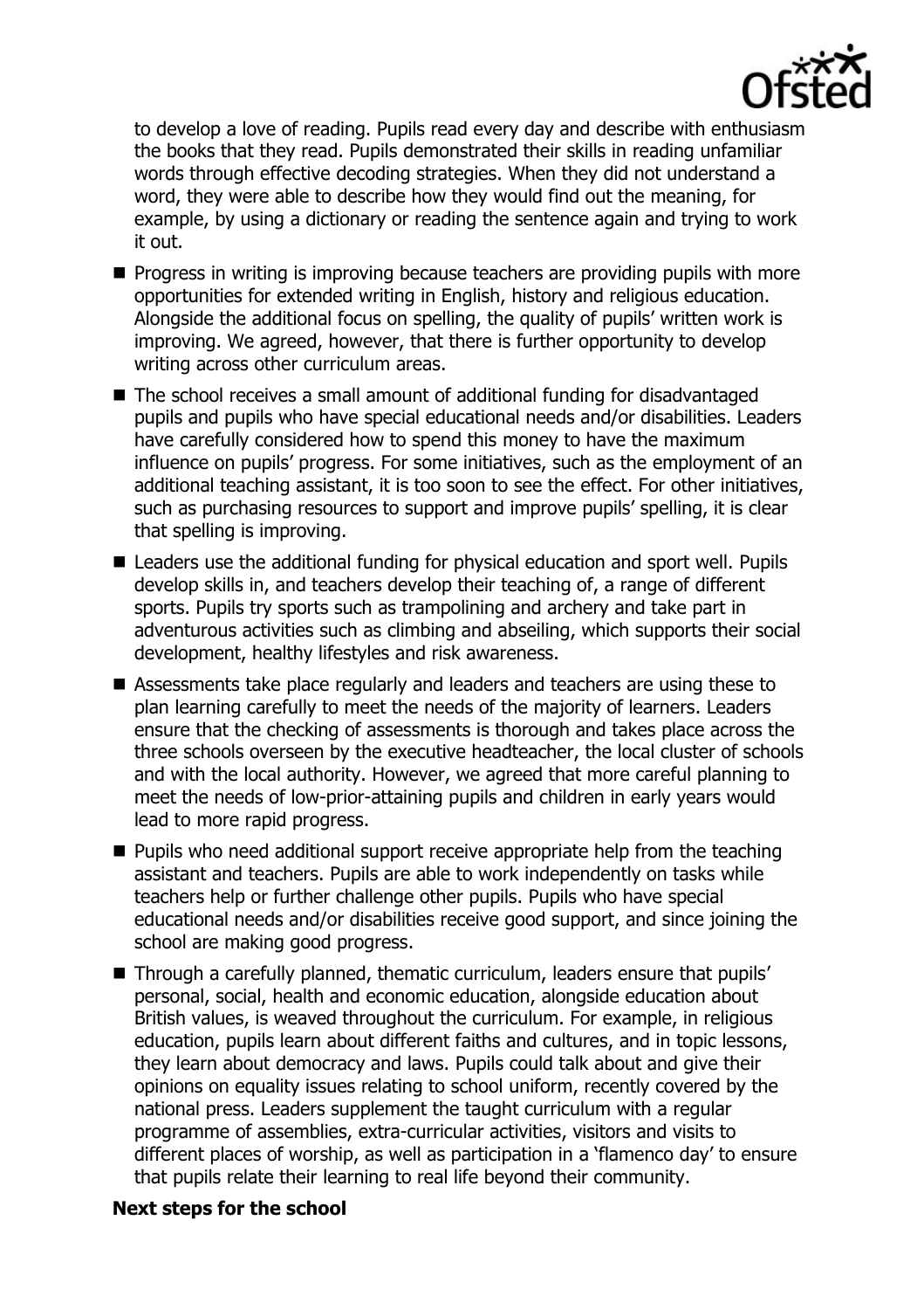to develop a love of reading. Pupils read every day and describe with enthusiasm the books that they read. Pupils demonstrated their skills in reading unfamiliar words through effective decoding strategies. When they did not understand a word, they were able to describe how they would find out the meaning, for example, by using a dictionary or reading the sentence again and trying to work it out.

- Progress in writing is improving because teachers are providing pupils with more opportunities for extended writing in English, history and religious education. Alongside the additional focus on spelling, the quality of pupils' written work is improving. We agreed, however, that there is further opportunity to develop writing across other curriculum areas.
- The school receives a small amount of additional funding for disadvantaged pupils and pupils who have special educational needs and/or disabilities. Leaders have carefully considered how to spend this money to have the maximum influence on pupils' progress. For some initiatives, such as the employment of an additional teaching assistant, it is too soon to see the effect. For other initiatives, such as purchasing resources to support and improve pupils' spelling, it is clear that spelling is improving.
- Leaders use the additional funding for physical education and sport well. Pupils develop skills in, and teachers develop their teaching of, a range of different sports. Pupils try sports such as trampolining and archery and take part in adventurous activities such as climbing and abseiling, which supports their social development, healthy lifestyles and risk awareness.
- Assessments take place regularly and leaders and teachers are using these to plan learning carefully to meet the needs of the majority of learners. Leaders ensure that the checking of assessments is thorough and takes place across the three schools overseen by the executive headteacher, the local cluster of schools and with the local authority. However, we agreed that more careful planning to meet the needs of low-prior-attaining pupils and children in early years would lead to more rapid progress.
- Pupils who need additional support receive appropriate help from the teaching assistant and teachers. Pupils are able to work independently on tasks while teachers help or further challenge other pupils. Pupils who have special educational needs and/or disabilities receive good support, and since joining the school are making good progress.
- Through a carefully planned, thematic curriculum, leaders ensure that pupils' personal, social, health and economic education, alongside education about British values, is weaved throughout the curriculum. For example, in religious education, pupils learn about different faiths and cultures, and in topic lessons, they learn about democracy and laws. Pupils could talk about and give their opinions on equality issues relating to school uniform, recently covered by the national press. Leaders supplement the taught curriculum with a regular programme of assemblies, extra-curricular activities, visitors and visits to different places of worship, as well as participation in a 'flamenco day' to ensure that pupils relate their learning to real life beyond their community.

**Next steps for the school**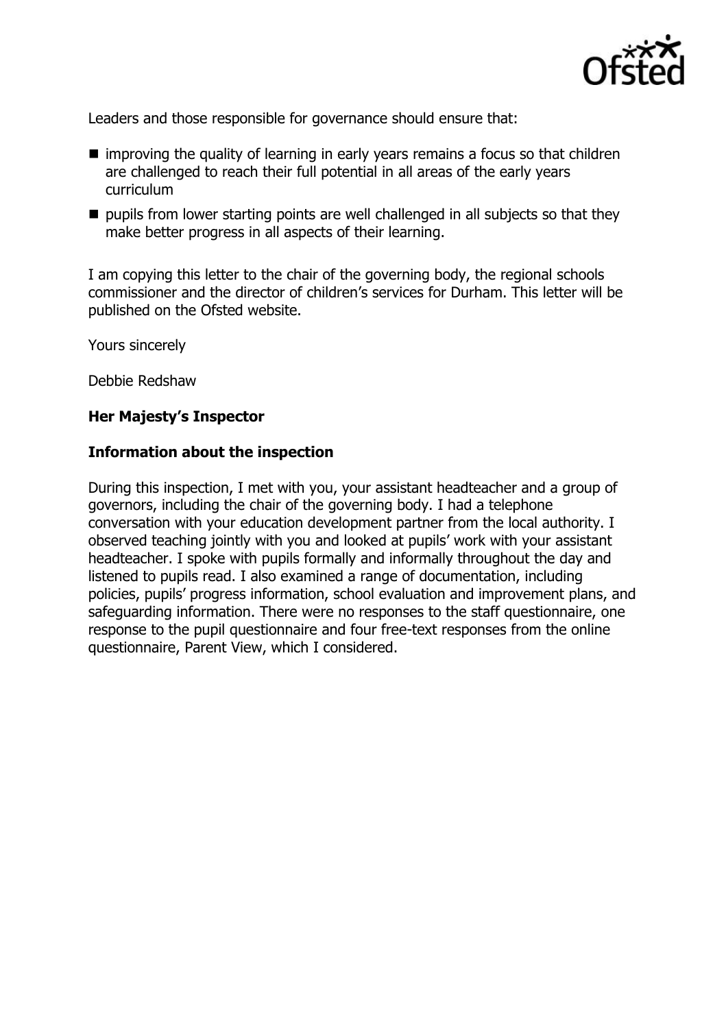Leaders and those responsible for governance should ensure that:

- improving the quality of learning in early years remains a focus so that children are challenged to reach their full potential in all areas of the early years curriculum
- pupils from lower starting points are well challenged in all subjects so that they make better progress in all aspects of their learning.

I am copying this letter to the chair of the governing body, the regional schools commissioner and the director of children's services for Durham. This letter will be published on the Ofsted website.

Yours sincerely

Debbie Redshaw

**Her Majesty's Inspector**

**Information about the inspection**

During this inspection, I met with you, your assistant headteacher and a group of governors, including the chair of the governing body. I had a telephone conversation with your education development partner from the local authority. I observed teaching jointly with you and looked at pupils' work with your assistant headteacher. I spoke with pupils formally and informally throughout the day and listened to pupils read. I also examined a range of documentation, including policies, pupils' progress information, school evaluation and improvement plans, and safeguarding information. There were no responses to the staff questionnaire, one response to the pupil questionnaire and four free-text responses from the online questionnaire, Parent View, which I considered.